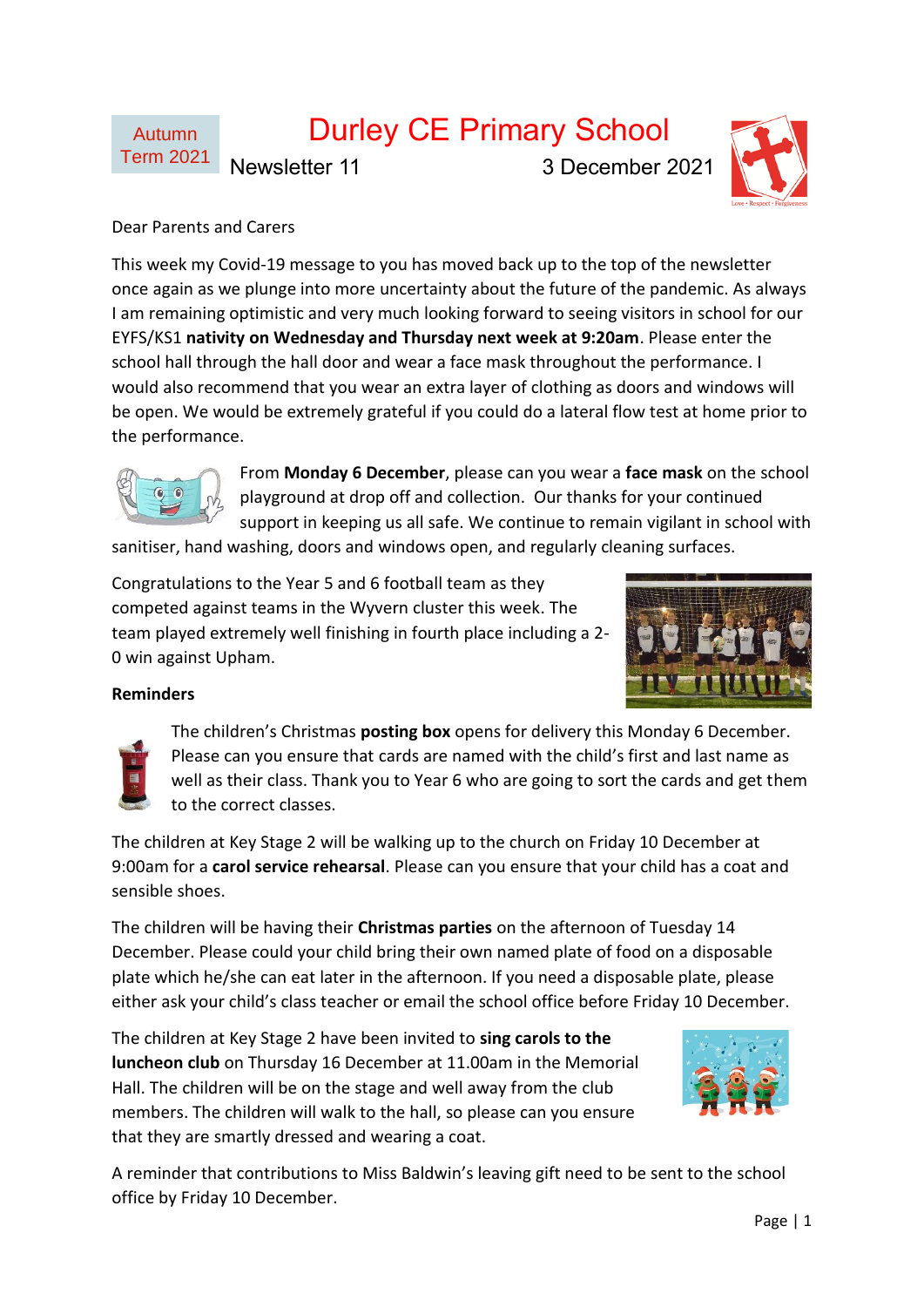Autumn Term 2021

# Durley CE Primary School

Newsletter 11 3 December 2021

Love • Respect • Forgiveness

Dear Parents and Carers

This week my Covid-19 message to you has moved back up to the top of the newsletter once again as we plunge into more uncertainty about the future of the pandemic. As always I am remaining optimistic and very much looking forward to seeing visitors in school for our EYFS/KS1 **nativity on Wednesday and Thursday next week at 9:20am**. Please enter the school hall through the hall door and wear a face mask throughout the performance. I would also recommend that you wear an extra layer of clothing as doors and windows will be open. We would be extremely grateful if you could do a lateral flow test at home prior to the performance.

From **Monday 6 December**, please can you wear a **face mask** on the school playground at drop off and collection. Our thanks for your continued support in keeping us all safe. We continue to remain vigilant in school with sanitiser, hand washing, doors and windows open, and regularly cleaning surfaces.

Congratulations to the Year 5 and 6 football team as they competed against teams in the Wyvern cluster this week. The team played extremely well finishing in fourth place including a 2-0 win against Upham.

**Reminders**

The children's Christmas **posting box** opens for delivery this Monday 6 December. Please can you ensure that cards are named with the child's first and last name as well as their class. Thank you to Year 6 who are going to sort the cards and get them to the correct classes.

The children at Key Stage 2 will be walking up to the church on Friday 10 December at 9:00am for a **carol service rehearsal**. Please can you ensure that your child has a coat and sensible shoes.

The children will be having their **Christmas parties** on the afternoon of Tuesday 14 December. Please could your child bring their own named plate of food on a disposable plate which he/she can eat later in the afternoon. If you need a disposable plate, please either ask your child's class teacher or email the school office before Friday 10 December.

The children at Key Stage 2 have been invited to **sing carols to the luncheon club** on Thursday 16 December at 11.00am in the Memorial Hall. The children will be on the stage and well away from the club members. The children will walk to the hall, so please can you ensure that they are smartly dressed and wearing a coat.

A reminder that contributions to Miss Baldwin's leaving gift need to be sent to the school office by Friday 10 December.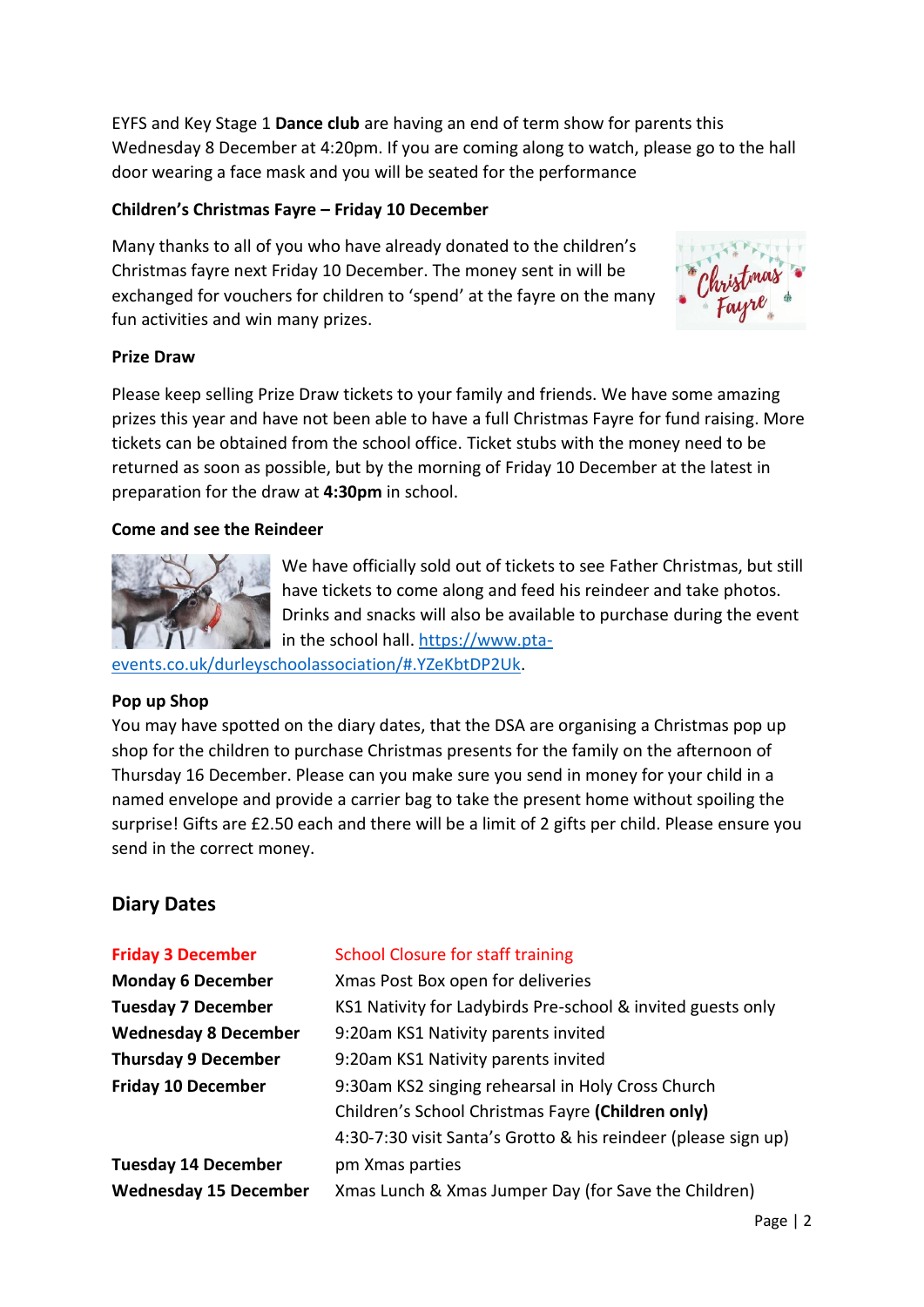EYFS and Key Stage 1 **Dance club** are having an end of term show for parents this Wednesday 8 December at 4:20pm. If you are coming along to watch, please go to the hall door wearing a face mask and you will be seated for the performance

**Children's Christmas Fayre – Friday 10 December**

Many thanks to all of you who have already donated to the children's Christmas fayre next Friday 10 December. The money sent in will be exchanged for vouchers for children to 'spend' at the fayre on the many fun activities and win many prizes.

**Prize Draw**

Please keep selling Prize Draw tickets to your family and friends. We have some amazing prizes this year and have not been able to have a full Christmas Fayre for fund raising. More tickets can be obtained from the school office. Ticket stubs with the money need to be returned as soon as possible, but by the morning of Friday 10 December at the latest in preparation for the draw at **4:30pm** in school.

**Come and see the Reindeer**

We have officially sold out of tickets to see Father Christmas, but still have tickets to come along and feed his reindeer and take photos. Drinks and snacks will also be available to purchase during the event in the school hall. https://www.pta-events.co.uk/durleyschoolassociation/#.YZeKbtDP2Uk.

**Pop up Shop**

You may have spotted on the diary dates, that the DSA are organising a Christmas pop up shop for the children to purchase Christmas presents for the family on the afternoon of Thursday 16 December. Please can you make sure you send in money for your child in a named envelope and provide a carrier bag to take the present home without spoiling the surprise! Gifts are £2.50 each and there will be a limit of 2 gifts per child. Please ensure you send in the correct money.

## Diary Dates

| | |
|---|---|
| **Friday 3 December** | School Closure for staff training |
| **Monday 6 December** | Xmas Post Box open for deliveries |
| **Tuesday 7 December** | KS1 Nativity for Ladybirds Pre-school & invited guests only |
| **Wednesday 8 December** | 9:20am KS1 Nativity parents invited |
| **Thursday 9 December** | 9:20am KS1 Nativity parents invited |
| **Friday 10 December** | 9:30am KS2 singing rehearsal in Holy Cross Church |
| | Children's School Christmas Fayre **(Children only)** |
| | 4:30-7:30 visit Santa's Grotto & his reindeer (please sign up) |
| **Tuesday 14 December** | pm Xmas parties |
| **Wednesday 15 December** | Xmas Lunch & Xmas Jumper Day (for Save the Children) |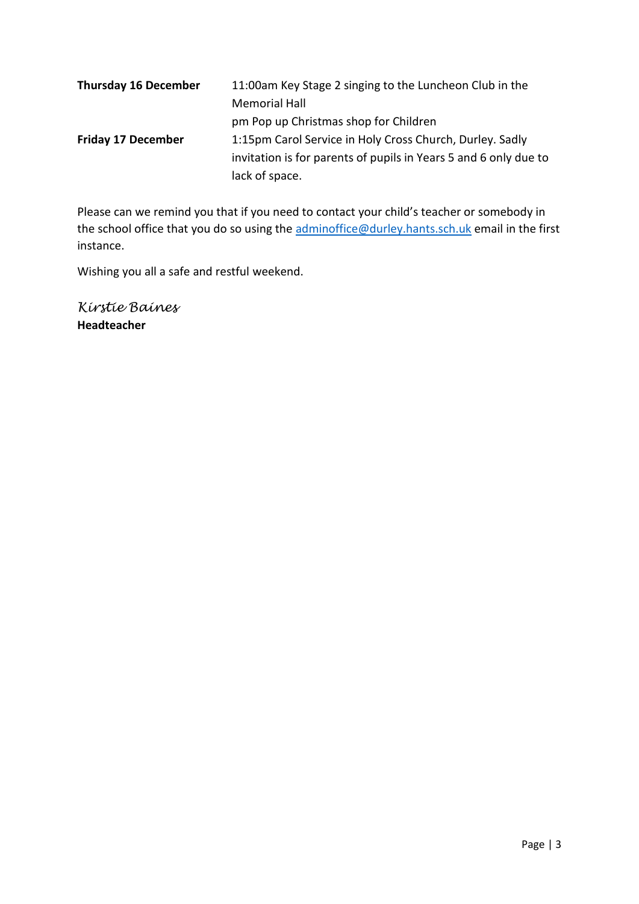| | |
|---|---|
| **Thursday 16 December** | 11:00am Key Stage 2 singing to the Luncheon Club in the Memorial Hall<br>pm Pop up Christmas shop for Children |
| **Friday 17 December** | 1:15pm Carol Service in Holy Cross Church, Durley. Sadly invitation is for parents of pupils in Years 5 and 6 only due to lack of space. |

Please can we remind you that if you need to contact your child's teacher or somebody in the school office that you do so using the adminoffice@durley.hants.sch.uk email in the first instance.

Wishing you all a safe and restful weekend.

*Kirstie Baines*
**Headteacher**